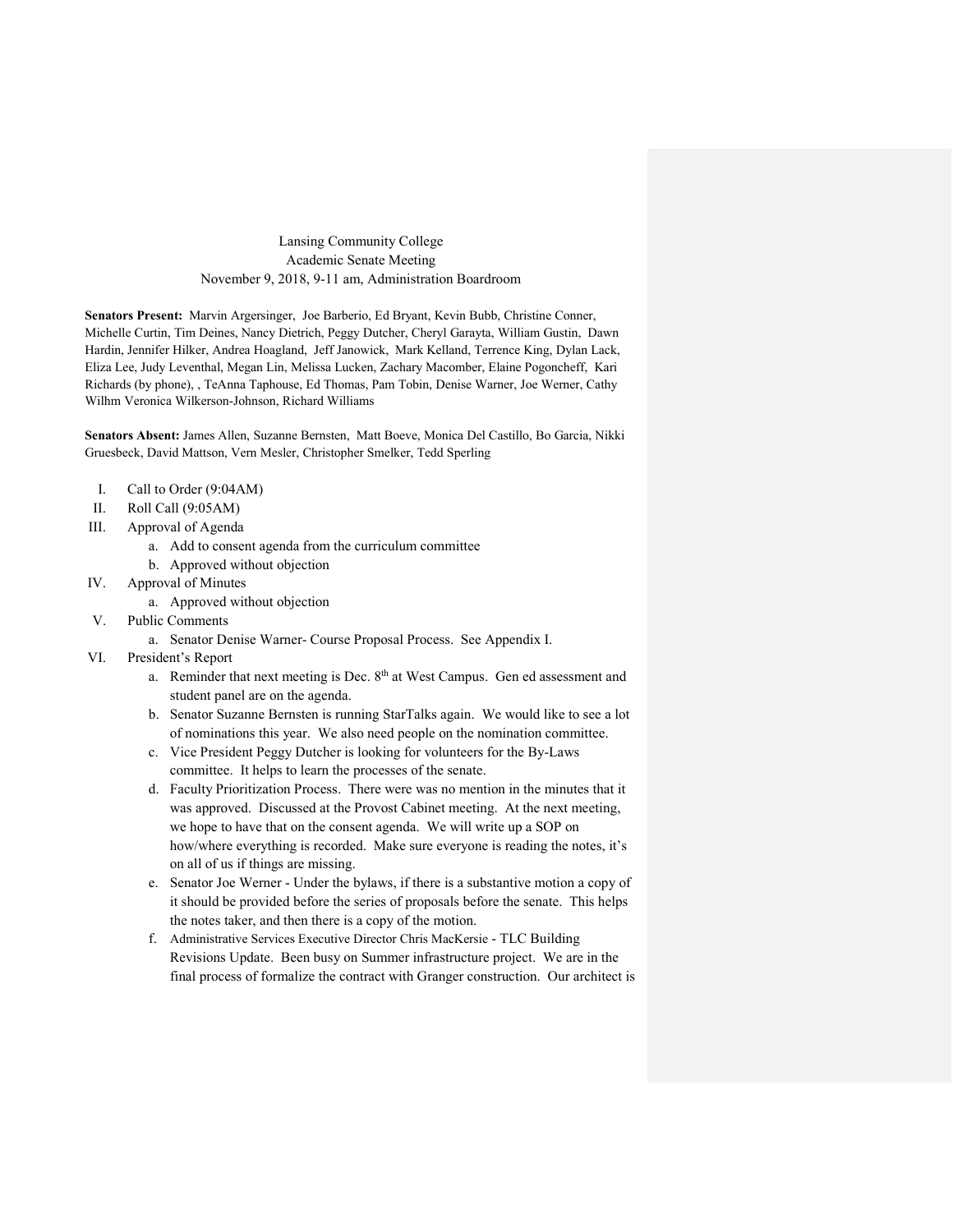Lansing Community College
Academic Senate Meeting
November 9, 2018, 9-11 am, Administration Boardroom

**Senators Present:** Marvin Argersinger, Joe Barberio, Ed Bryant, Kevin Bubb, Christine Conner, Michelle Curtin, Tim Deines, Nancy Dietrich, Peggy Dutcher, Cheryl Garayta, William Gustin, Dawn Hardin, Jennifer Hilker, Andrea Hoagland, Jeff Janowick, Mark Kelland, Terrence King, Dylan Lack, Eliza Lee, Judy Leventhal, Megan Lin, Melissa Lucken, Zachary Macomber, Elaine Pogoncheff, Kari Richards (by phone), , TeAnna Taphouse, Ed Thomas, Pam Tobin, Denise Warner, Joe Werner, Cathy Wilhm Veronica Wilkerson-Johnson, Richard Williams

**Senators Absent:** James Allen, Suzanne Bernsten, Matt Boeve, Monica Del Castillo, Bo Garcia, Nikki Gruesbeck, David Mattson, Vern Mesler, Christopher Smelker, Tedd Sperling

I. Call to Order (9:04AM)
II. Roll Call (9:05AM)
III. Approval of Agenda
   a. Add to consent agenda from the curriculum committee
   b. Approved without objection
IV. Approval of Minutes
   a. Approved without objection
V. Public Comments
   a. Senator Denise Warner- Course Proposal Process. See Appendix I.
VI. President's Report
   a. Reminder that next meeting is Dec. 8th at West Campus. Gen ed assessment and student panel are on the agenda.
   b. Senator Suzanne Bernsten is running StarTalks again. We would like to see a lot of nominations this year. We also need people on the nomination committee.
   c. Vice President Peggy Dutcher is looking for volunteers for the By-Laws committee. It helps to learn the processes of the senate.
   d. Faculty Prioritization Process. There were was no mention in the minutes that it was approved. Discussed at the Provost Cabinet meeting. At the next meeting, we hope to have that on the consent agenda. We will write up a SOP on how/where everything is recorded. Make sure everyone is reading the notes, it's on all of us if things are missing.
   e. Senator Joe Werner - Under the bylaws, if there is a substantive motion a copy of it should be provided before the series of proposals before the senate. This helps the notes taker, and then there is a copy of the motion.
   f. Administrative Services Executive Director Chris MacKersie - TLC Building Revisions Update. Been busy on Summer infrastructure project. We are in the final process of formalize the contract with Granger construction. Our architect is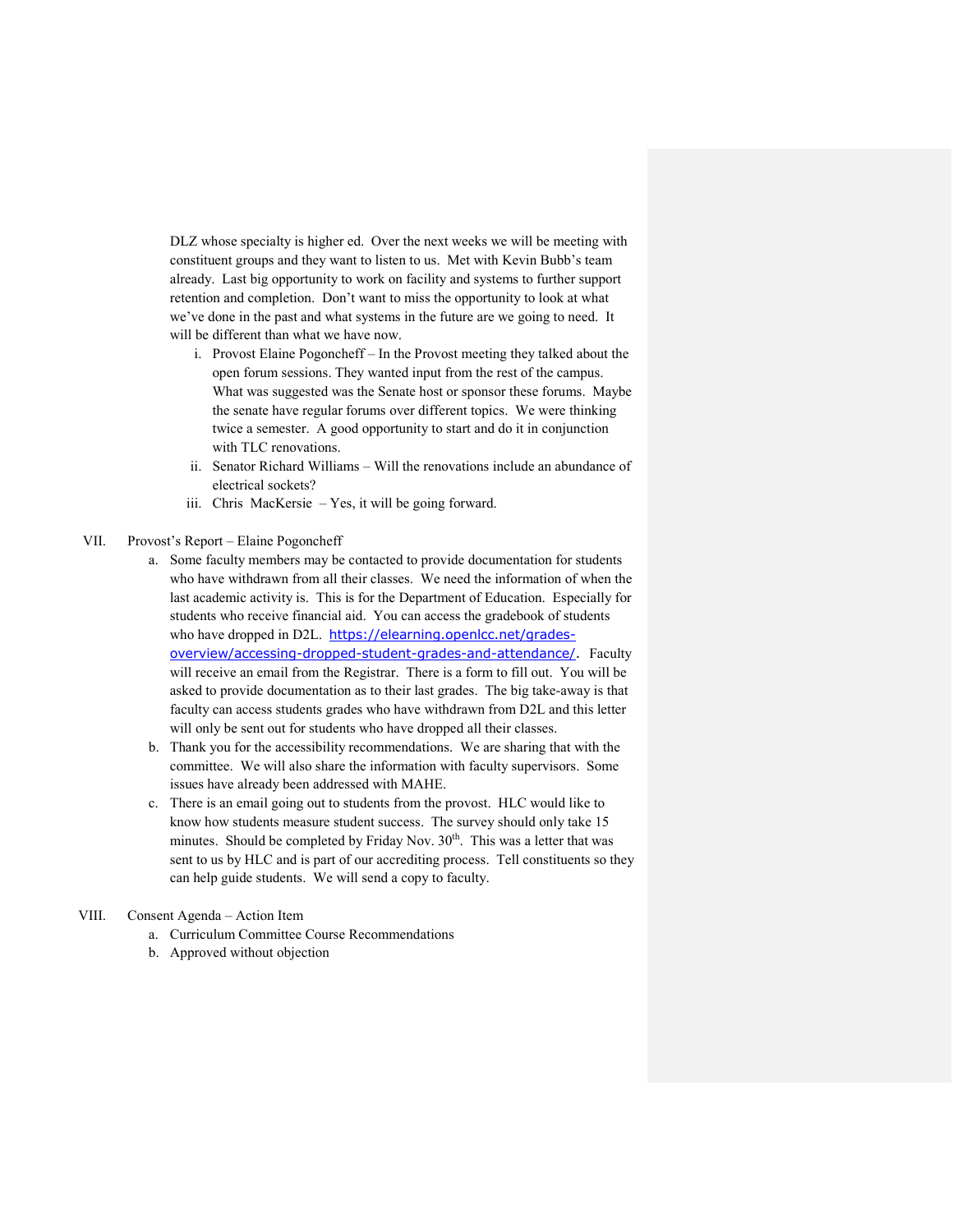DLZ whose specialty is higher ed. Over the next weeks we will be meeting with constituent groups and they want to listen to us. Met with Kevin Bubb's team already. Last big opportunity to work on facility and systems to further support retention and completion. Don't want to miss the opportunity to look at what we've done in the past and what systems in the future are we going to need. It will be different than what we have now.

   i. Provost Elaine Pogoncheff – In the Provost meeting they talked about the open forum sessions. They wanted input from the rest of the campus. What was suggested was the Senate host or sponsor these forums. Maybe the senate have regular forums over different topics. We were thinking twice a semester. A good opportunity to start and do it in conjunction with TLC renovations.
   ii. Senator Richard Williams – Will the renovations include an abundance of electrical sockets?
   iii. Chris MacKersie – Yes, it will be going forward.

VII. Provost's Report – Elaine Pogoncheff

   a. Some faculty members may be contacted to provide documentation for students who have withdrawn from all their classes. We need the information of when the last academic activity is. This is for the Department of Education. Especially for students who receive financial aid. You can access the gradebook of students who have dropped in D2L. https://elearning.openlcc.net/grades-overview/accessing-dropped-student-grades-and-attendance/. Faculty will receive an email from the Registrar. There is a form to fill out. You will be asked to provide documentation as to their last grades. The big take-away is that faculty can access students grades who have withdrawn from D2L and this letter will only be sent out for students who have dropped all their classes.
   b. Thank you for the accessibility recommendations. We are sharing that with the committee. We will also share the information with faculty supervisors. Some issues have already been addressed with MAHE.
   c. There is an email going out to students from the provost. HLC would like to know how students measure student success. The survey should only take 15 minutes. Should be completed by Friday Nov. 30th. This was a letter that was sent to us by HLC and is part of our accrediting process. Tell constituents so they can help guide students. We will send a copy to faculty.

VIII. Consent Agenda – Action Item

   a. Curriculum Committee Course Recommendations
   b. Approved without objection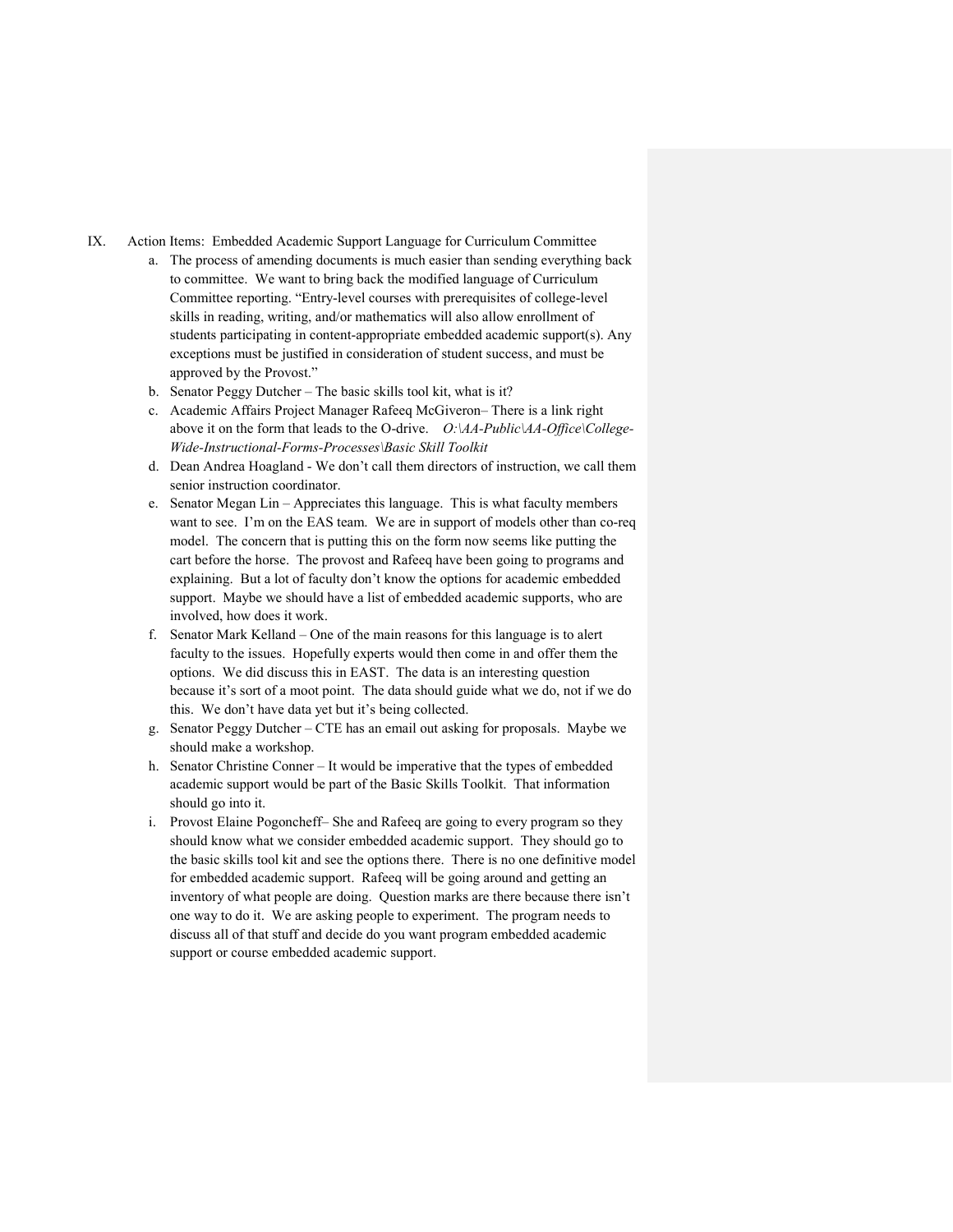IX. Action Items: Embedded Academic Support Language for Curriculum Committee

a. The process of amending documents is much easier than sending everything back to committee. We want to bring back the modified language of Curriculum Committee reporting. "Entry-level courses with prerequisites of college-level skills in reading, writing, and/or mathematics will also allow enrollment of students participating in content-appropriate embedded academic support(s). Any exceptions must be justified in consideration of student success, and must be approved by the Provost."

b. Senator Peggy Dutcher – The basic skills tool kit, what is it?

c. Academic Affairs Project Manager Rafeeq McGiveron– There is a link right above it on the form that leads to the O-drive. *O:\AA-Public\AA-Office\College-Wide-Instructional-Forms-Processes\Basic Skill Toolkit*

d. Dean Andrea Hoagland - We don't call them directors of instruction, we call them senior instruction coordinator.

e. Senator Megan Lin – Appreciates this language. This is what faculty members want to see. I'm on the EAS team. We are in support of models other than co-req model. The concern that is putting this on the form now seems like putting the cart before the horse. The provost and Rafeeq have been going to programs and explaining. But a lot of faculty don't know the options for academic embedded support. Maybe we should have a list of embedded academic supports, who are involved, how does it work.

f. Senator Mark Kelland – One of the main reasons for this language is to alert faculty to the issues. Hopefully experts would then come in and offer them the options. We did discuss this in EAST. The data is an interesting question because it's sort of a moot point. The data should guide what we do, not if we do this. We don't have data yet but it's being collected.

g. Senator Peggy Dutcher – CTE has an email out asking for proposals. Maybe we should make a workshop.

h. Senator Christine Conner – It would be imperative that the types of embedded academic support would be part of the Basic Skills Toolkit. That information should go into it.

i. Provost Elaine Pogoncheff– She and Rafeeq are going to every program so they should know what we consider embedded academic support. They should go to the basic skills tool kit and see the options there. There is no one definitive model for embedded academic support. Rafeeq will be going around and getting an inventory of what people are doing. Question marks are there because there isn't one way to do it. We are asking people to experiment. The program needs to discuss all of that stuff and decide do you want program embedded academic support or course embedded academic support.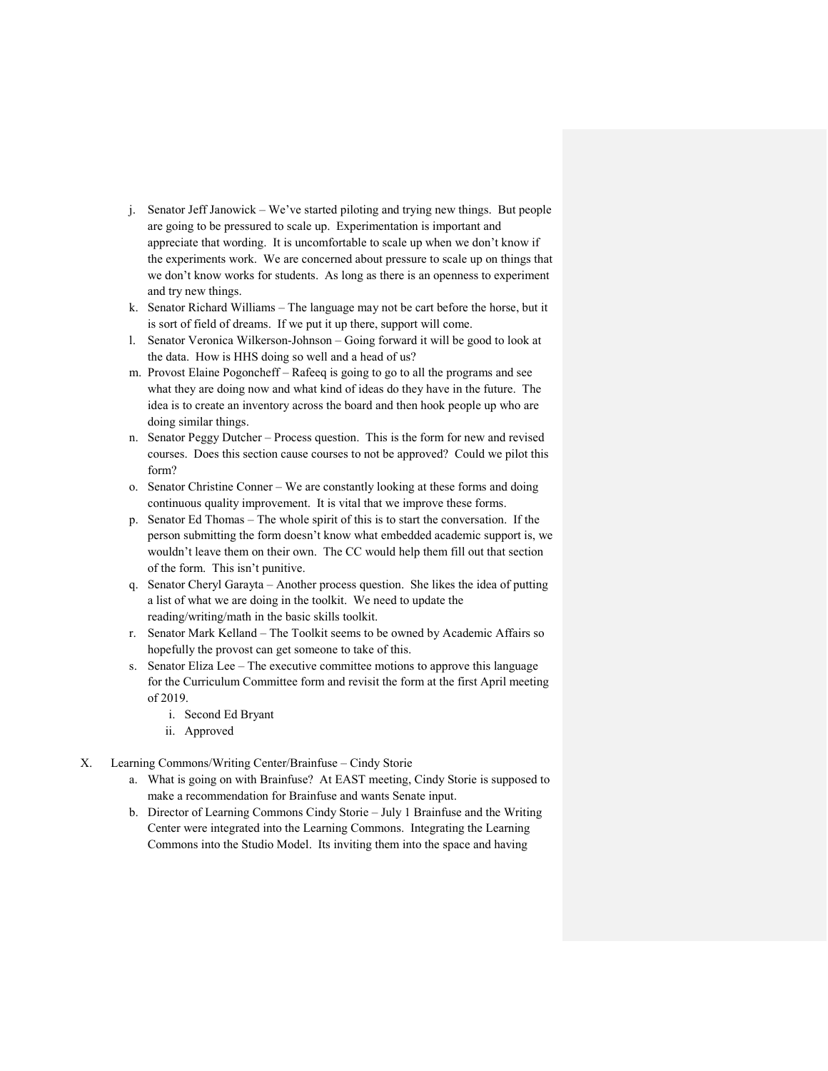j. Senator Jeff Janowick – We've started piloting and trying new things. But people are going to be pressured to scale up. Experimentation is important and appreciate that wording. It is uncomfortable to scale up when we don't know if the experiments work. We are concerned about pressure to scale up on things that we don't know works for students. As long as there is an openness to experiment and try new things.

k. Senator Richard Williams – The language may not be cart before the horse, but it is sort of field of dreams. If we put it up there, support will come.

l. Senator Veronica Wilkerson-Johnson – Going forward it will be good to look at the data. How is HHS doing so well and a head of us?

m. Provost Elaine Pogoncheff – Rafeeq is going to go to all the programs and see what they are doing now and what kind of ideas do they have in the future. The idea is to create an inventory across the board and then hook people up who are doing similar things.

n. Senator Peggy Dutcher – Process question. This is the form for new and revised courses. Does this section cause courses to not be approved? Could we pilot this form?

o. Senator Christine Conner – We are constantly looking at these forms and doing continuous quality improvement. It is vital that we improve these forms.

p. Senator Ed Thomas – The whole spirit of this is to start the conversation. If the person submitting the form doesn't know what embedded academic support is, we wouldn't leave them on their own. The CC would help them fill out that section of the form. This isn't punitive.

q. Senator Cheryl Garayta – Another process question. She likes the idea of putting a list of what we are doing in the toolkit. We need to update the reading/writing/math in the basic skills toolkit.

r. Senator Mark Kelland – The Toolkit seems to be owned by Academic Affairs so hopefully the provost can get someone to take of this.

s. Senator Eliza Lee – The executive committee motions to approve this language for the Curriculum Committee form and revisit the form at the first April meeting of 2019.
   i. Second Ed Bryant
   ii. Approved

X. Learning Commons/Writing Center/Brainfuse – Cindy Storie

a. What is going on with Brainfuse? At EAST meeting, Cindy Storie is supposed to make a recommendation for Brainfuse and wants Senate input.

b. Director of Learning Commons Cindy Storie – July 1 Brainfuse and the Writing Center were integrated into the Learning Commons. Integrating the Learning Commons into the Studio Model. Its inviting them into the space and having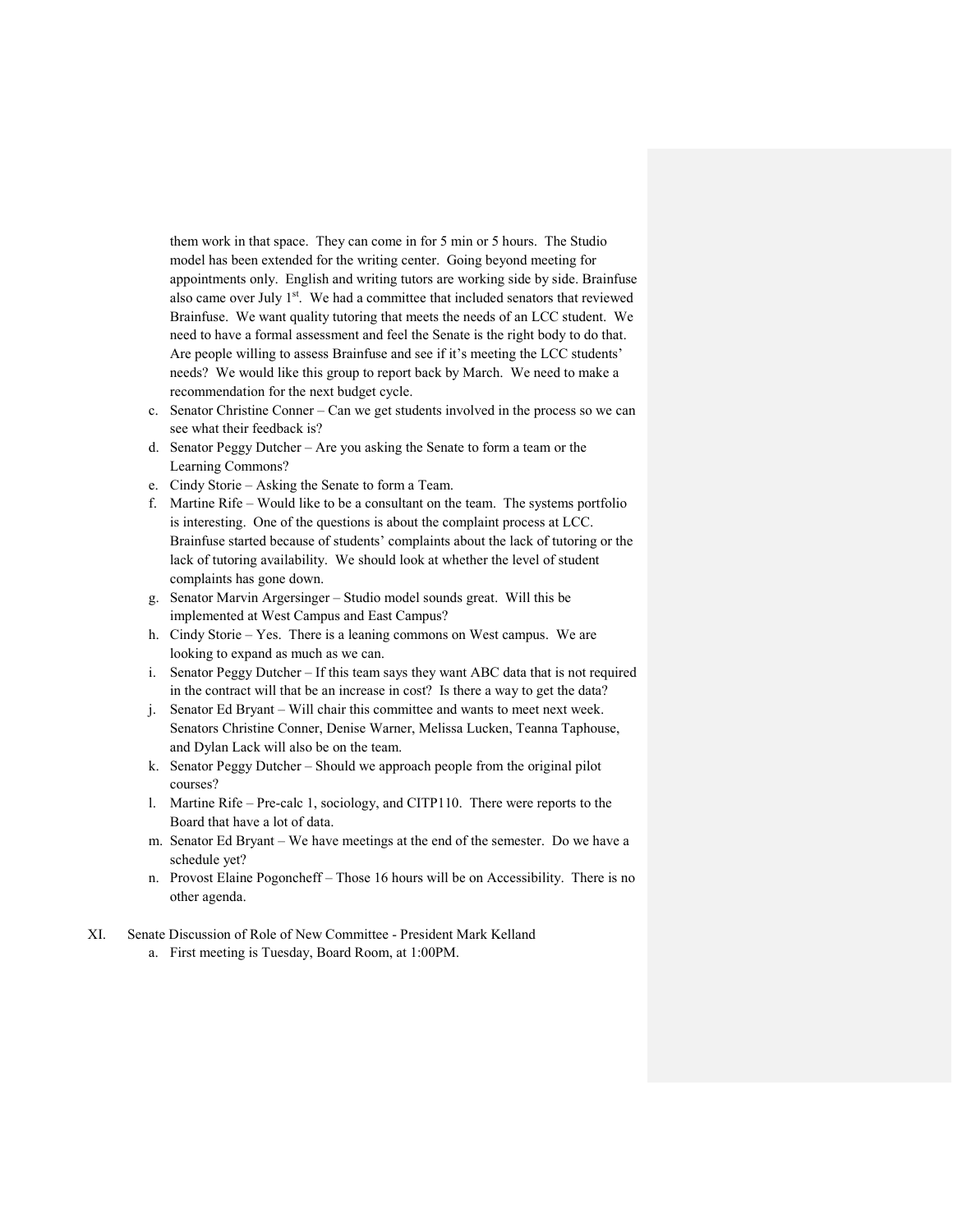them work in that space. They can come in for 5 min or 5 hours. The Studio model has been extended for the writing center. Going beyond meeting for appointments only. English and writing tutors are working side by side. Brainfuse also came over July 1st. We had a committee that included senators that reviewed Brainfuse. We want quality tutoring that meets the needs of an LCC student. We need to have a formal assessment and feel the Senate is the right body to do that. Are people willing to assess Brainfuse and see if it's meeting the LCC students' needs? We would like this group to report back by March. We need to make a recommendation for the next budget cycle.

c. Senator Christine Conner – Can we get students involved in the process so we can see what their feedback is?
d. Senator Peggy Dutcher – Are you asking the Senate to form a team or the Learning Commons?
e. Cindy Storie – Asking the Senate to form a Team.
f. Martine Rife – Would like to be a consultant on the team. The systems portfolio is interesting. One of the questions is about the complaint process at LCC. Brainfuse started because of students' complaints about the lack of tutoring or the lack of tutoring availability. We should look at whether the level of student complaints has gone down.
g. Senator Marvin Argersinger – Studio model sounds great. Will this be implemented at West Campus and East Campus?
h. Cindy Storie – Yes. There is a leaning commons on West campus. We are looking to expand as much as we can.
i. Senator Peggy Dutcher – If this team says they want ABC data that is not required in the contract will that be an increase in cost? Is there a way to get the data?
j. Senator Ed Bryant – Will chair this committee and wants to meet next week. Senators Christine Conner, Denise Warner, Melissa Lucken, Teanna Taphouse, and Dylan Lack will also be on the team.
k. Senator Peggy Dutcher – Should we approach people from the original pilot courses?
l. Martine Rife – Pre-calc 1, sociology, and CITP110. There were reports to the Board that have a lot of data.
m. Senator Ed Bryant – We have meetings at the end of the semester. Do we have a schedule yet?
n. Provost Elaine Pogoncheff – Those 16 hours will be on Accessibility. There is no other agenda.

XI. Senate Discussion of Role of New Committee - President Mark Kelland
   a. First meeting is Tuesday, Board Room, at 1:00PM.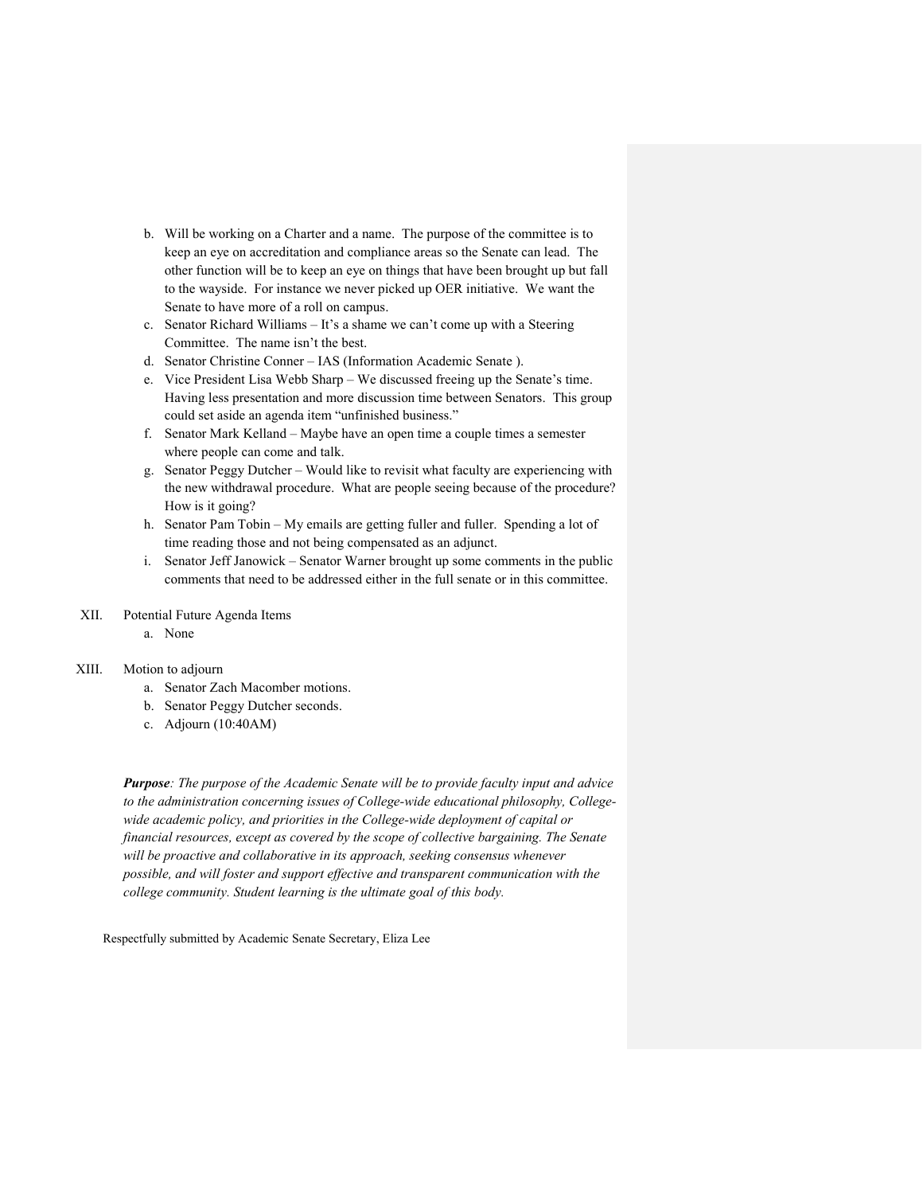b. Will be working on a Charter and a name. The purpose of the committee is to keep an eye on accreditation and compliance areas so the Senate can lead. The other function will be to keep an eye on things that have been brought up but fall to the wayside. For instance we never picked up OER initiative. We want the Senate to have more of a roll on campus.
c. Senator Richard Williams – It's a shame we can't come up with a Steering Committee. The name isn't the best.
d. Senator Christine Conner – IAS (Information Academic Senate ).
e. Vice President Lisa Webb Sharp – We discussed freeing up the Senate's time. Having less presentation and more discussion time between Senators. This group could set aside an agenda item "unfinished business."
f. Senator Mark Kelland – Maybe have an open time a couple times a semester where people can come and talk.
g. Senator Peggy Dutcher – Would like to revisit what faculty are experiencing with the new withdrawal procedure. What are people seeing because of the procedure? How is it going?
h. Senator Pam Tobin – My emails are getting fuller and fuller. Spending a lot of time reading those and not being compensated as an adjunct.
i. Senator Jeff Janowick – Senator Warner brought up some comments in the public comments that need to be addressed either in the full senate or in this committee.

XII. Potential Future Agenda Items
   a. None

XIII. Motion to adjourn
   a. Senator Zach Macomber motions.
   b. Senator Peggy Dutcher seconds.
   c. Adjourn (10:40AM)

***Purpose****: The purpose of the Academic Senate will be to provide faculty input and advice to the administration concerning issues of College-wide educational philosophy, College-wide academic policy, and priorities in the College-wide deployment of capital or financial resources, except as covered by the scope of collective bargaining. The Senate will be proactive and collaborative in its approach, seeking consensus whenever possible, and will foster and support effective and transparent communication with the college community. Student learning is the ultimate goal of this body.*

Respectfully submitted by Academic Senate Secretary, Eliza Lee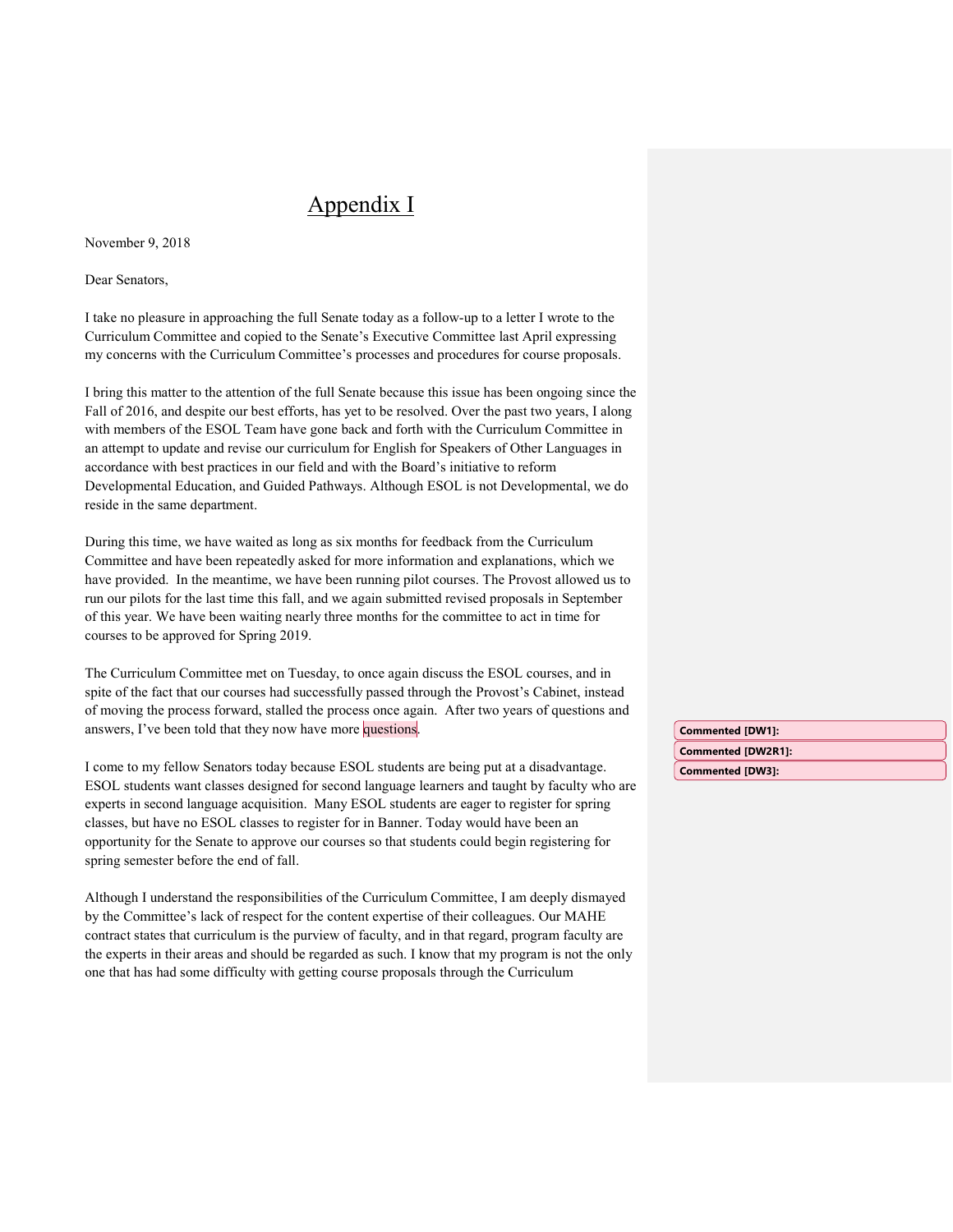# Appendix I

November 9, 2018

Dear Senators,

I take no pleasure in approaching the full Senate today as a follow-up to a letter I wrote to the Curriculum Committee and copied to the Senate's Executive Committee last April expressing my concerns with the Curriculum Committee's processes and procedures for course proposals.

I bring this matter to the attention of the full Senate because this issue has been ongoing since the Fall of 2016, and despite our best efforts, has yet to be resolved. Over the past two years, I along with members of the ESOL Team have gone back and forth with the Curriculum Committee in an attempt to update and revise our curriculum for English for Speakers of Other Languages in accordance with best practices in our field and with the Board's initiative to reform Developmental Education, and Guided Pathways. Although ESOL is not Developmental, we do reside in the same department.

During this time, we have waited as long as six months for feedback from the Curriculum Committee and have been repeatedly asked for more information and explanations, which we have provided. In the meantime, we have been running pilot courses. The Provost allowed us to run our pilots for the last time this fall, and we again submitted revised proposals in September of this year. We have been waiting nearly three months for the committee to act in time for courses to be approved for Spring 2019.

The Curriculum Committee met on Tuesday, to once again discuss the ESOL courses, and in spite of the fact that our courses had successfully passed through the Provost's Cabinet, instead of moving the process forward, stalled the process once again. After two years of questions and answers, I've been told that they now have more questions.

**Commented [DW1]:**

**Commented [DW2R1]:**

**Commented [DW3]:**

I come to my fellow Senators today because ESOL students are being put at a disadvantage. ESOL students want classes designed for second language learners and taught by faculty who are experts in second language acquisition. Many ESOL students are eager to register for spring classes, but have no ESOL classes to register for in Banner. Today would have been an opportunity for the Senate to approve our courses so that students could begin registering for spring semester before the end of fall.

Although I understand the responsibilities of the Curriculum Committee, I am deeply dismayed by the Committee's lack of respect for the content expertise of their colleagues. Our MAHE contract states that curriculum is the purview of faculty, and in that regard, program faculty are the experts in their areas and should be regarded as such. I know that my program is not the only one that has had some difficulty with getting course proposals through the Curriculum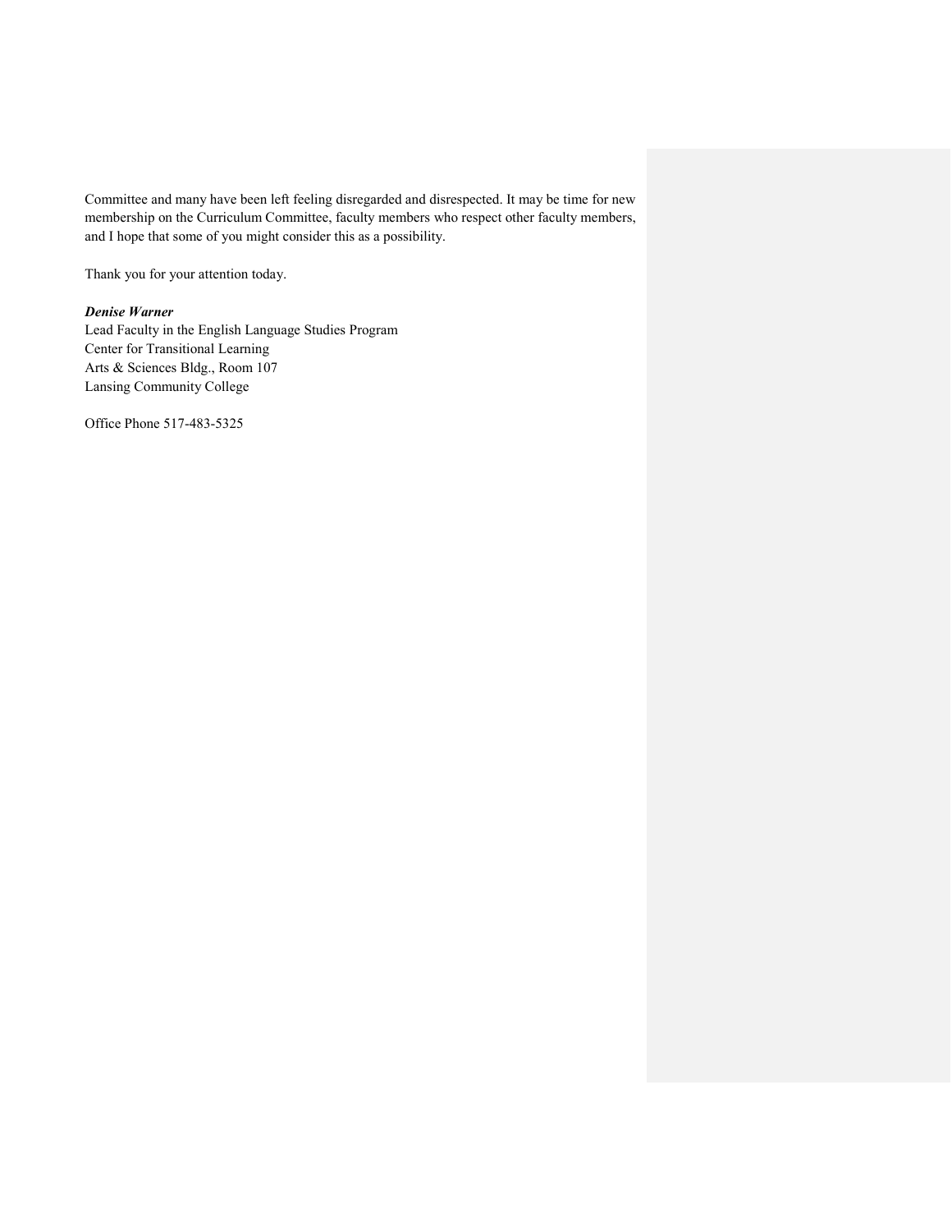Committee and many have been left feeling disregarded and disrespected. It may be time for new membership on the Curriculum Committee, faculty members who respect other faculty members, and I hope that some of you might consider this as a possibility.

Thank you for your attention today.

***Denise Warner***
Lead Faculty in the English Language Studies Program
Center for Transitional Learning
Arts & Sciences Bldg., Room 107
Lansing Community College

Office Phone 517-483-5325